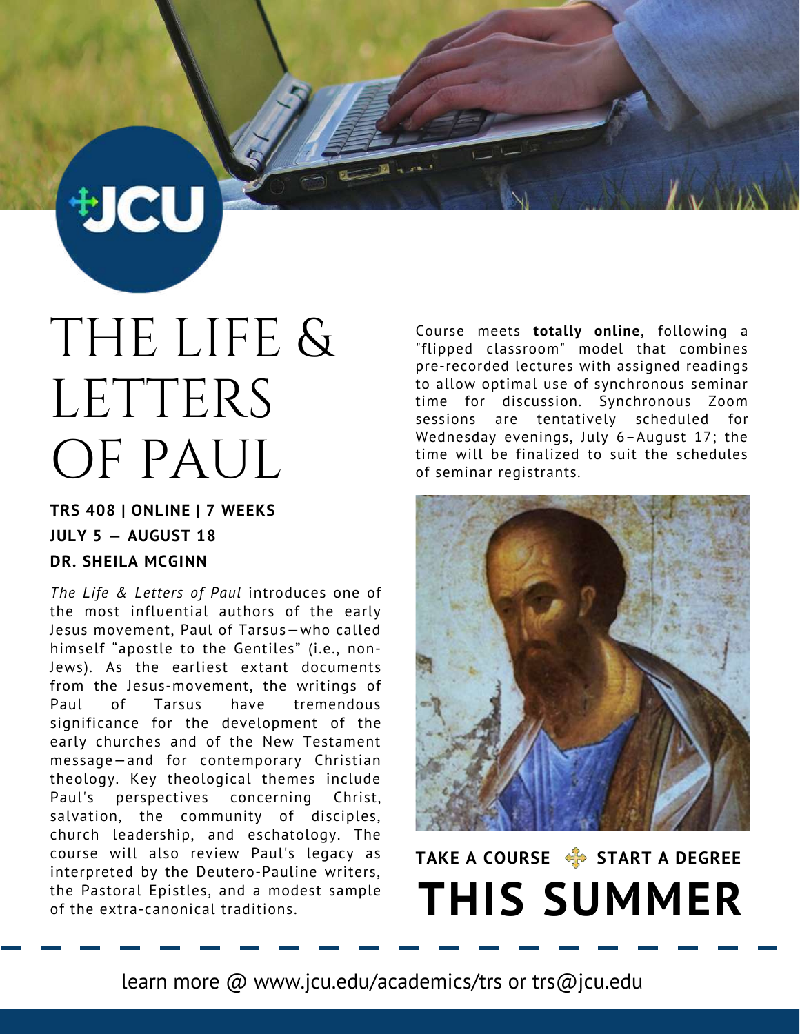JCU

# THE LIFE & LETTERS OF PAUL

**TRS 408 | ONLINE | 7 WEEKS**

**JULY 5 — AUGUST 18**

**DR. SHEILA MCGINN**

*The Life & Letters of Paul* introduces one of the most influential authors of the early Jesus movement, Paul of Tarsus—who called himself "apostle to the Gentiles" (i.e., non-Jews). As the earliest extant documents from the Jesus-movement, the writings of Paul of Tarsus have tremendous significance for the development of the early churches and of the New Testament message—and for contemporary Christian theology. Key theological themes include Paul's perspectives concerning Christ, salvation, the community of disciples, church leadership, and eschatology. The course will also review Paul's legacy as interpreted by the Deutero-Pauline writers, the Pastoral Epistles, and a modest sample of the extra-canonical traditions.

Course meets **totally online**, following a "flipped classroom" model that combines pre-recorded lectures with assigned readings to allow optimal use of synchronous seminar time for discussion. Synchronous Zoom sessions are tentatively scheduled for Wednesday evenings, July 6–August 17; the time will be finalized to suit the schedules of seminar registrants.

**TAKE A COURSE START A DEGREE**

# THIS SUMMER

learn more @ www.jcu.edu/academics/trs or trs@jcu.edu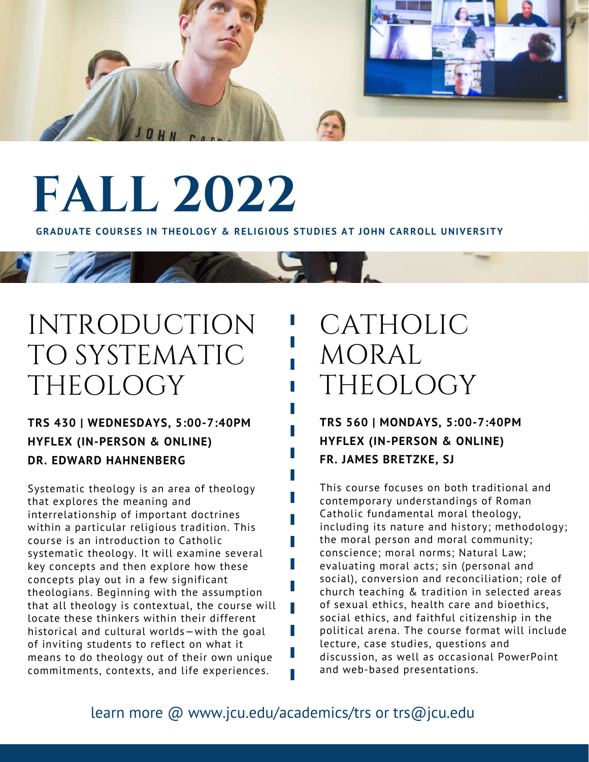# FALL 2022

**GRADUATE COURSES IN THEOLOGY & RELIGIOUS STUDIES AT JOHN CARROLL UNIVERSITY**

## INTRODUCTION TO SYSTEMATIC THEOLOGY

**TRS 430 | WEDNESDAYS, 5:00-7:40PM**
**HYFLEX (IN-PERSON & ONLINE)**
**DR. EDWARD HAHNENBERG**

Systematic theology is an area of theology that explores the meaning and interrelationship of important doctrines within a particular religious tradition. This course is an introduction to Catholic systematic theology. It will examine several key concepts and then explore how these concepts play out in a few significant theologians. Beginning with the assumption that all theology is contextual, the course will locate these thinkers within their different historical and cultural worlds—with the goal of inviting students to reflect on what it means to do theology out of their own unique commitments, contexts, and life experiences.

## CATHOLIC MORAL THEOLOGY

**TRS 560 | MONDAYS, 5:00-7:40PM**
**HYFLEX (IN-PERSON & ONLINE)**
**FR. JAMES BRETZKE, SJ**

This course focuses on both traditional and contemporary understandings of Roman Catholic fundamental moral theology, including its nature and history; methodology; the moral person and moral community; conscience; moral norms; Natural Law; evaluating moral acts; sin (personal and social), conversion and reconciliation; role of church teaching & tradition in selected areas of sexual ethics, health care and bioethics, social ethics, and faithful citizenship in the political arena. The course format will include lecture, case studies, questions and discussion, as well as occasional PowerPoint and web-based presentations.

learn more @ www.jcu.edu/academics/trs or trs@jcu.edu